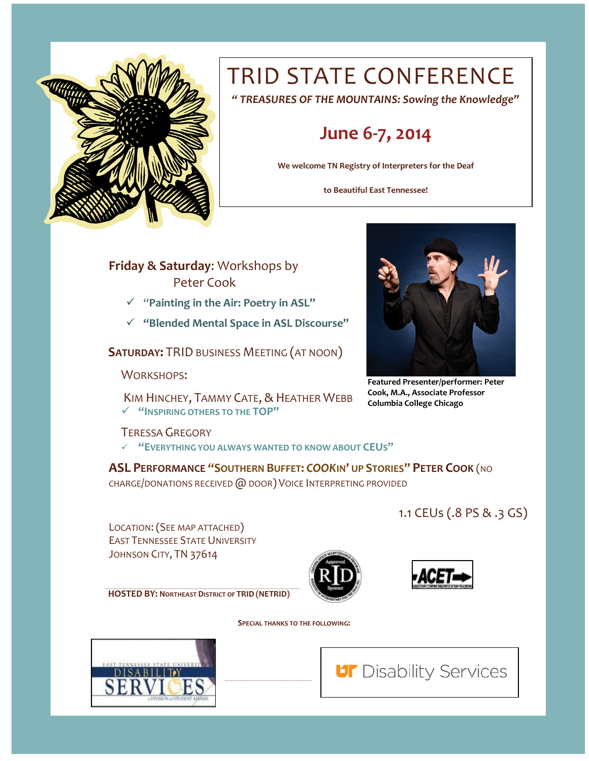# TRID STATE CONFERENCE

***" TREASURES OF THE MOUNTAINS: Sowing the Knowledge"***

## June 6-7, 2014

**We welcome TN Registry of Interpreters for the Deaf**

**to Beautiful East Tennessee!**

**Friday & Saturday**: Workshops by Peter Cook

- ✓ **"Painting in the Air: Poetry in ASL"**
- ✓ **"Blended Mental Space in ASL Discourse"**

**Featured Presenter/performer: Peter Cook, M.A., Associate Professor Columbia College Chicago**

**SATURDAY:** TRID BUSINESS MEETING (AT NOON)

WORKSHOPS:

KIM HINCHEY, TAMMY CATE, & HEATHER WEBB

- ✓ **"INSPIRING OTHERS TO THE TOP"**

TERESSA GREGORY

- ✓ **"EVERYTHING YOU ALWAYS WANTED TO KNOW ABOUT CEUS"**

**ASL PERFORMANCE "SOUTHERN BUFFET: *COOKIN'* UP STORIES" PETER COOK** (NO CHARGE/DONATIONS RECEIVED @ DOOR) VOICE INTERPRETING PROVIDED

1.1 CEUs (.8 PS & .3 GS)

LOCATION: (SEE MAP ATTACHED)
EAST TENNESSEE STATE UNIVERSITY
JOHNSON CITY, TN 37614

**HOSTED BY: NORTHEAST DISTRICT OF TRID (NETRID)**

**SPECIAL THANKS TO THE FOLLOWING:**

EAST TENNESSEE STATE UNIVERSITY DISABILITY SERVICES — a DIVISION of STUDENT AFFAIRS

UT Disability Services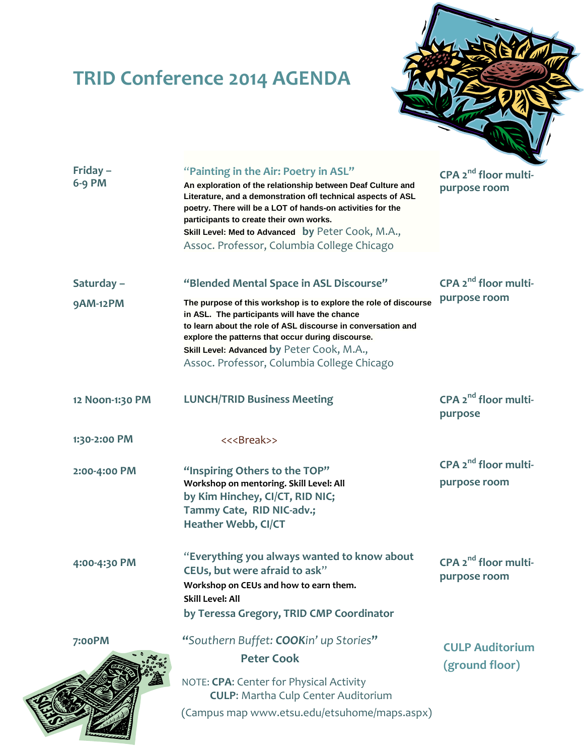# TRID Conference 2014 AGENDA

| Time | Session | Location |
|---|---|---|
| Friday – 6-9 PM | "Painting in the Air: Poetry in ASL"<br>**An exploration of the relationship between Deaf Culture and Literature, and a demonstration ofl technical aspects of ASL poetry. There will be a LOT of hands-on activities for the participants to create their own works.**<br>**Skill Level: Med to Advanced** **by** Peter Cook, M.A., Assoc. Professor, Columbia College Chicago | **CPA 2nd floor multi-purpose room** |
| Saturday – 9AM-12PM | **"Blended Mental Space in ASL Discourse"**<br>**The purpose of this workshop is to explore the role of discourse in ASL. The participants will have the chance to learn about the role of ASL discourse in conversation and explore the patterns that occur during discourse.**<br>**Skill Level: Advanced** **by** Peter Cook, M.A., Assoc. Professor, Columbia College Chicago | **CPA 2nd floor multi-purpose room** |
| 12 Noon-1:30 PM | **LUNCH/TRID Business Meeting** | **CPA 2nd floor multi-purpose** |
| 1:30-2:00 PM | <<<Break>> | |
| 2:00-4:00 PM | **"Inspiring Others to the TOP"**<br>**Workshop on mentoring. Skill Level: All**<br>**by Kim Hinchey, CI/CT, RID NIC;**<br>**Tammy Cate, RID NIC-adv.;**<br>**Heather Webb, CI/CT** | **CPA 2nd floor multi-purpose room** |
| 4:00-4:30 PM | "Everything you always wanted to know about CEUs, but were afraid to ask"<br>**Workshop on CEUs and how to earn them.**<br>**Skill Level: All**<br>**by Teressa Gregory, TRID CMP Coordinator** | **CPA 2nd floor multi-purpose room** |
| 7:00PM | ***"****Southern Buffet:* ***COOK****in' up Stories***"**<br>**Peter Cook** | **CULP Auditorium (ground floor)** |

NOTE: **CPA**: Center for Physical Activity
**CULP**: Martha Culp Center Auditorium
(Campus map www.etsu.edu/etsuhome/maps.aspx)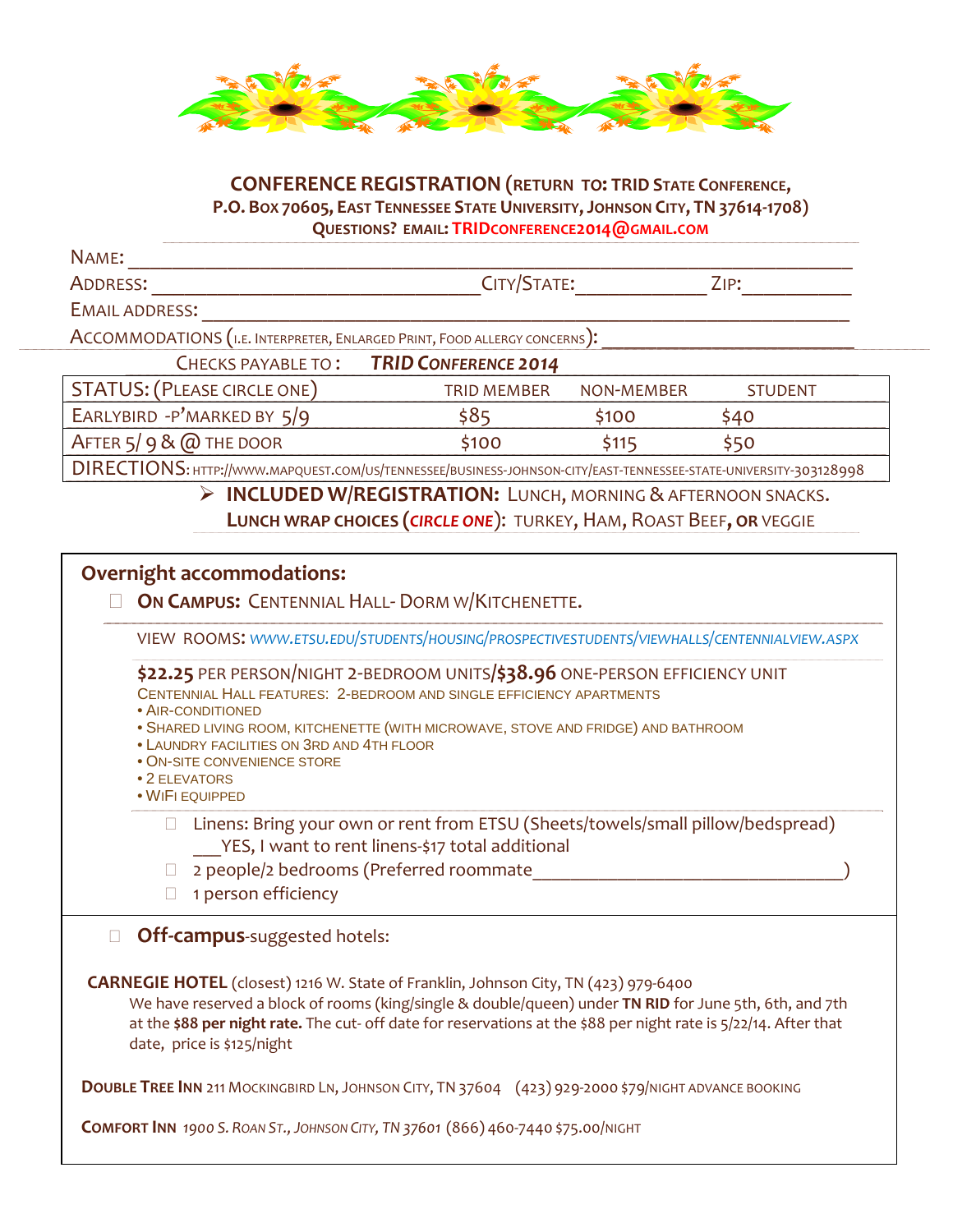## CONFERENCE REGISTRATION (RETURN TO: TRID STATE CONFERENCE, P.O. BOX 70605, EAST TENNESSEE STATE UNIVERSITY, JOHNSON CITY, TN 37614-1708)

**QUESTIONS? EMAIL: TRIDCONFERENCE2014@GMAIL.COM**

NAME: ____________________________________________________________

ADDRESS: ______________________________ CITY/STATE: ____________ ZIP: __________

EMAIL ADDRESS: _______________________________________________________

ACCOMMODATIONS (I.E. INTERPRETER, ENLARGED PRINT, FOOD ALLERGY CONCERNS): ______________________

CHECKS PAYABLE TO: ***TRID CONFERENCE 2014***

| STATUS: (PLEASE CIRCLE ONE) | TRID MEMBER | NON-MEMBER | STUDENT |
|---|---|---|---|
| EARLYBIRD -P'MARKED BY 5/9 | $85 | $100 | $40 |
| AFTER 5/ 9 & @ THE DOOR | $100 | $115 | $50 |

DIRECTIONS: HTTP://WWW.MAPQUEST.COM/US/TENNESSEE/BUSINESS-JOHNSON-CITY/EAST-TENNESSEE-STATE-UNIVERSITY-303128998

- **INCLUDED W/REGISTRATION:** LUNCH, MORNING & AFTERNOON SNACKS.

**LUNCH WRAP CHOICES (*CIRCLE ONE*):** TURKEY, HAM, ROAST BEEF, **OR** VEGGIE

## Overnight accommodations:

- ☐ **ON CAMPUS:** CENTENNIAL HALL- DORM W/KITCHENETTE.

VIEW ROOMS: *WWW.ETSU.EDU/STUDENTS/HOUSING/PROSPECTIVESTUDENTS/VIEWHALLS/CENTENNIALVIEW.ASPX*

**$22.25** PER PERSON/NIGHT 2-BEDROOM UNITS/**$38.96** ONE-PERSON EFFICIENCY UNIT

CENTENNIAL HALL FEATURES: 2-BEDROOM AND SINGLE EFFICIENCY APARTMENTS

- AIR-CONDITIONED
- SHARED LIVING ROOM, KITCHENETTE (WITH MICROWAVE, STOVE AND FRIDGE) AND BATHROOM
- LAUNDRY FACILITIES ON 3RD AND 4TH FLOOR
- ON-SITE CONVENIENCE STORE
- 2 ELEVATORS
- WIFI EQUIPPED

- ☐ Linens: Bring your own or rent from ETSU (Sheets/towels/small pillow/bedspread)
  ___YES, I want to rent linens-$17 total additional
- ☐ 2 people/2 bedrooms (Preferred roommate_______________________________)
- ☐ 1 person efficiency

- ☐ **Off-campus**-suggested hotels:

**CARNEGIE HOTEL** (closest) 1216 W. State of Franklin, Johnson City, TN (423) 979-6400
We have reserved a block of rooms (king/single & double/queen) under **TN RID** for June 5th, 6th, and 7th at the **$88 per night rate.** The cut- off date for reservations at the $88 per night rate is 5/22/14. After that date, price is $125/night

**DOUBLE TREE INN** 211 MOCKINGBIRD LN, JOHNSON CITY, TN 37604 (423) 929-2000 $79/NIGHT ADVANCE BOOKING

**COMFORT INN** *1900 S. ROAN ST., JOHNSON CITY, TN 37601* (866) 460-7440 $75.00/NIGHT